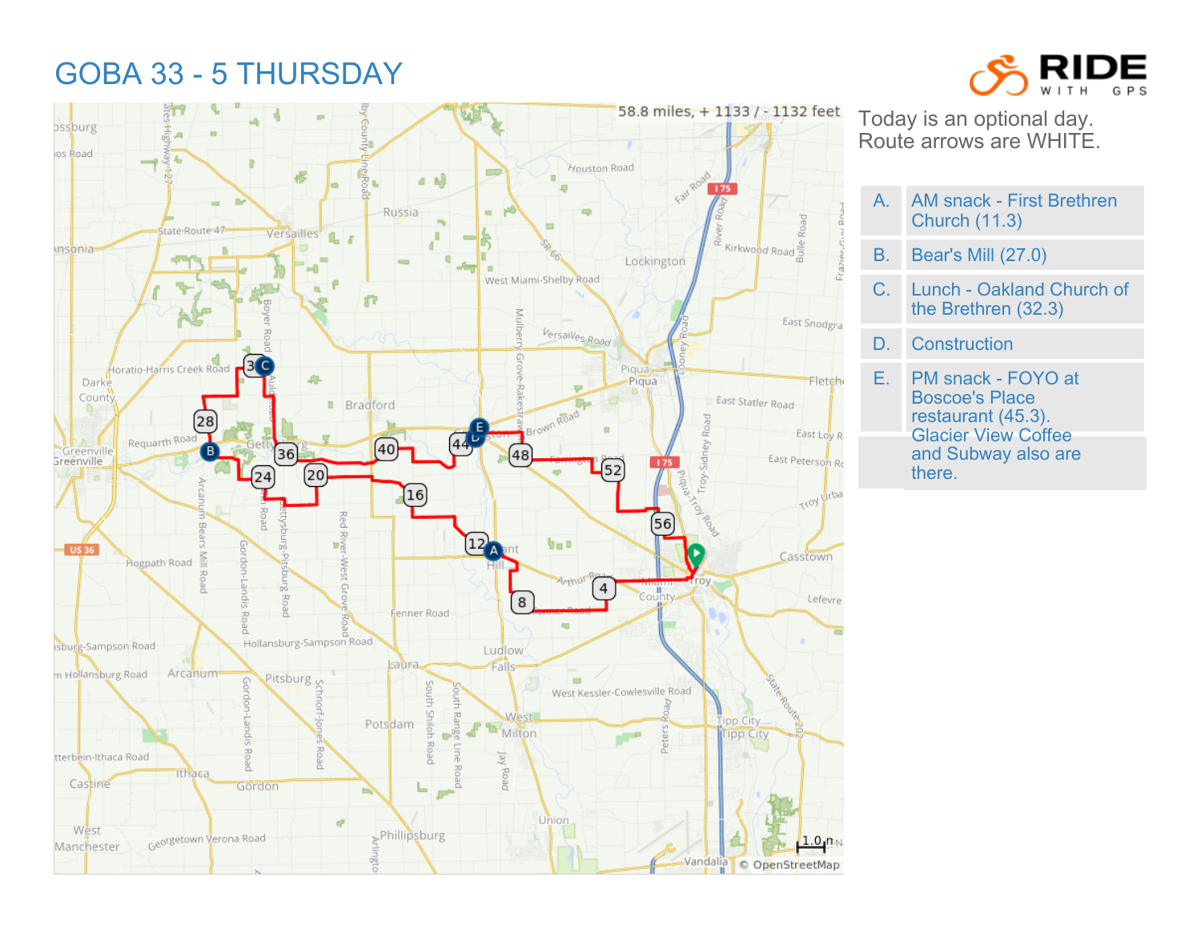# GOBA 33 - 5 THURSDAY

58.8 miles, + 1133 / - 1132 feet

Today is an optional day.
Route arrows are WHITE.

| | |
|---|---|
| A. | AM snack - First Brethren Church (11.3) |
| B. | Bear's Mill (27.0) |
| C. | Lunch - Oakland Church of the Brethren (32.3) |
| D. | Construction |
| E. | PM snack - FOYO at Boscoe's Place restaurant (45.3). Glacier View Coffee and Subway also are there. |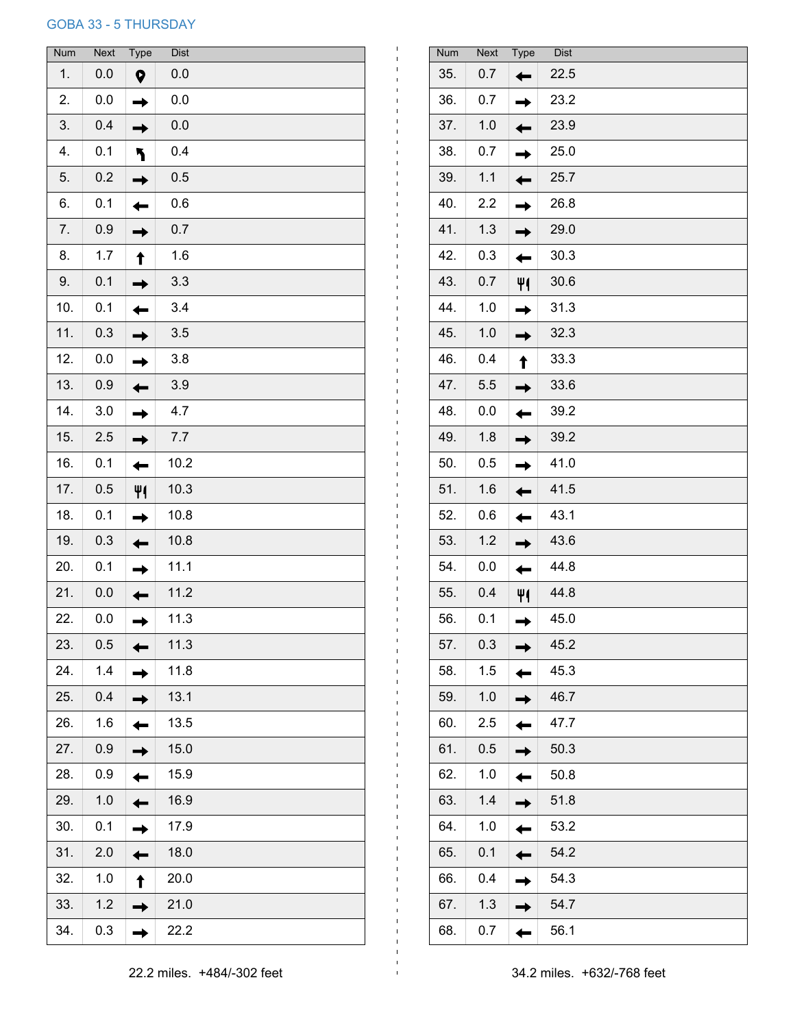GOBA 33 - 5 THURSDAY

| Num | Next | Type | Dist |
|---|---|---|---|
| 1. | 0.0 | 📍 | 0.0 |
| 2. | 0.0 | → | 0.0 |
| 3. | 0.4 | → | 0.0 |
| 4. | 0.1 | ↰ | 0.4 |
| 5. | 0.2 | → | 0.5 |
| 6. | 0.1 | ← | 0.6 |
| 7. | 0.9 | → | 0.7 |
| 8. | 1.7 | ↑ | 1.6 |
| 9. | 0.1 | → | 3.3 |
| 10. | 0.1 | ← | 3.4 |
| 11. | 0.3 | → | 3.5 |
| 12. | 0.0 | → | 3.8 |
| 13. | 0.9 | ← | 3.9 |
| 14. | 3.0 | → | 4.7 |
| 15. | 2.5 | → | 7.7 |
| 16. | 0.1 | ← | 10.2 |
| 17. | 0.5 | 🍴 | 10.3 |
| 18. | 0.1 | → | 10.8 |
| 19. | 0.3 | ← | 10.8 |
| 20. | 0.1 | → | 11.1 |
| 21. | 0.0 | ← | 11.2 |
| 22. | 0.0 | → | 11.3 |
| 23. | 0.5 | ← | 11.3 |
| 24. | 1.4 | → | 11.8 |
| 25. | 0.4 | → | 13.1 |
| 26. | 1.6 | ← | 13.5 |
| 27. | 0.9 | → | 15.0 |
| 28. | 0.9 | ← | 15.9 |
| 29. | 1.0 | ← | 16.9 |
| 30. | 0.1 | → | 17.9 |
| 31. | 2.0 | ← | 18.0 |
| 32. | 1.0 | ↑ | 20.0 |
| 33. | 1.2 | → | 21.0 |
| 34. | 0.3 | → | 22.2 |

22.2 miles. +484/-302 feet

| Num | Next | Type | Dist |
|---|---|---|---|
| 35. | 0.7 | ← | 22.5 |
| 36. | 0.7 | → | 23.2 |
| 37. | 1.0 | ← | 23.9 |
| 38. | 0.7 | → | 25.0 |
| 39. | 1.1 | ← | 25.7 |
| 40. | 2.2 | → | 26.8 |
| 41. | 1.3 | → | 29.0 |
| 42. | 0.3 | ← | 30.3 |
| 43. | 0.7 | 🍴 | 30.6 |
| 44. | 1.0 | → | 31.3 |
| 45. | 1.0 | → | 32.3 |
| 46. | 0.4 | ↑ | 33.3 |
| 47. | 5.5 | → | 33.6 |
| 48. | 0.0 | ← | 39.2 |
| 49. | 1.8 | → | 39.2 |
| 50. | 0.5 | → | 41.0 |
| 51. | 1.6 | ← | 41.5 |
| 52. | 0.6 | ← | 43.1 |
| 53. | 1.2 | → | 43.6 |
| 54. | 0.0 | ← | 44.8 |
| 55. | 0.4 | 🍴 | 44.8 |
| 56. | 0.1 | → | 45.0 |
| 57. | 0.3 | → | 45.2 |
| 58. | 1.5 | ← | 45.3 |
| 59. | 1.0 | → | 46.7 |
| 60. | 2.5 | ← | 47.7 |
| 61. | 0.5 | → | 50.3 |
| 62. | 1.0 | ← | 50.8 |
| 63. | 1.4 | → | 51.8 |
| 64. | 1.0 | ← | 53.2 |
| 65. | 0.1 | ← | 54.2 |
| 66. | 0.4 | → | 54.3 |
| 67. | 1.3 | → | 54.7 |
| 68. | 0.7 | ← | 56.1 |

34.2 miles. +632/-768 feet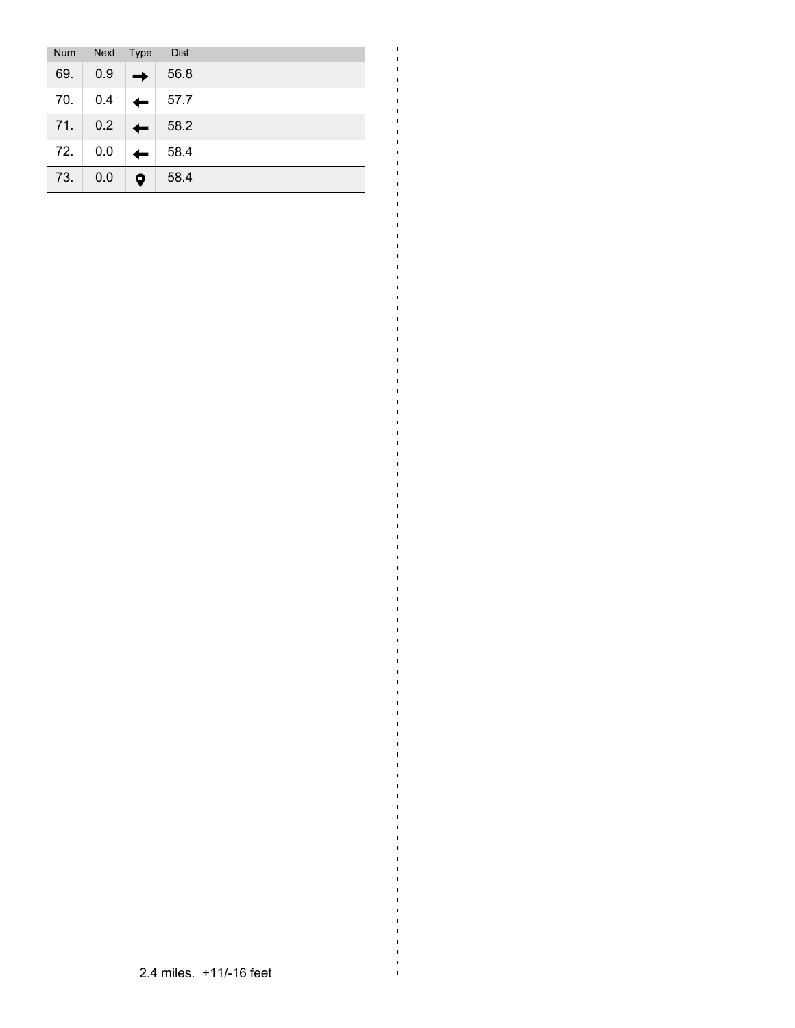| Num | Next | Type | Dist |
|---|---|---|---|
| 69. | 0.9 | → | 56.8 |
| 70. | 0.4 | ← | 57.7 |
| 71. | 0.2 | ← | 58.2 |
| 72. | 0.0 | ← | 58.4 |
| 73. | 0.0 | 📍 | 58.4 |

2.4 miles. +11/-16 feet